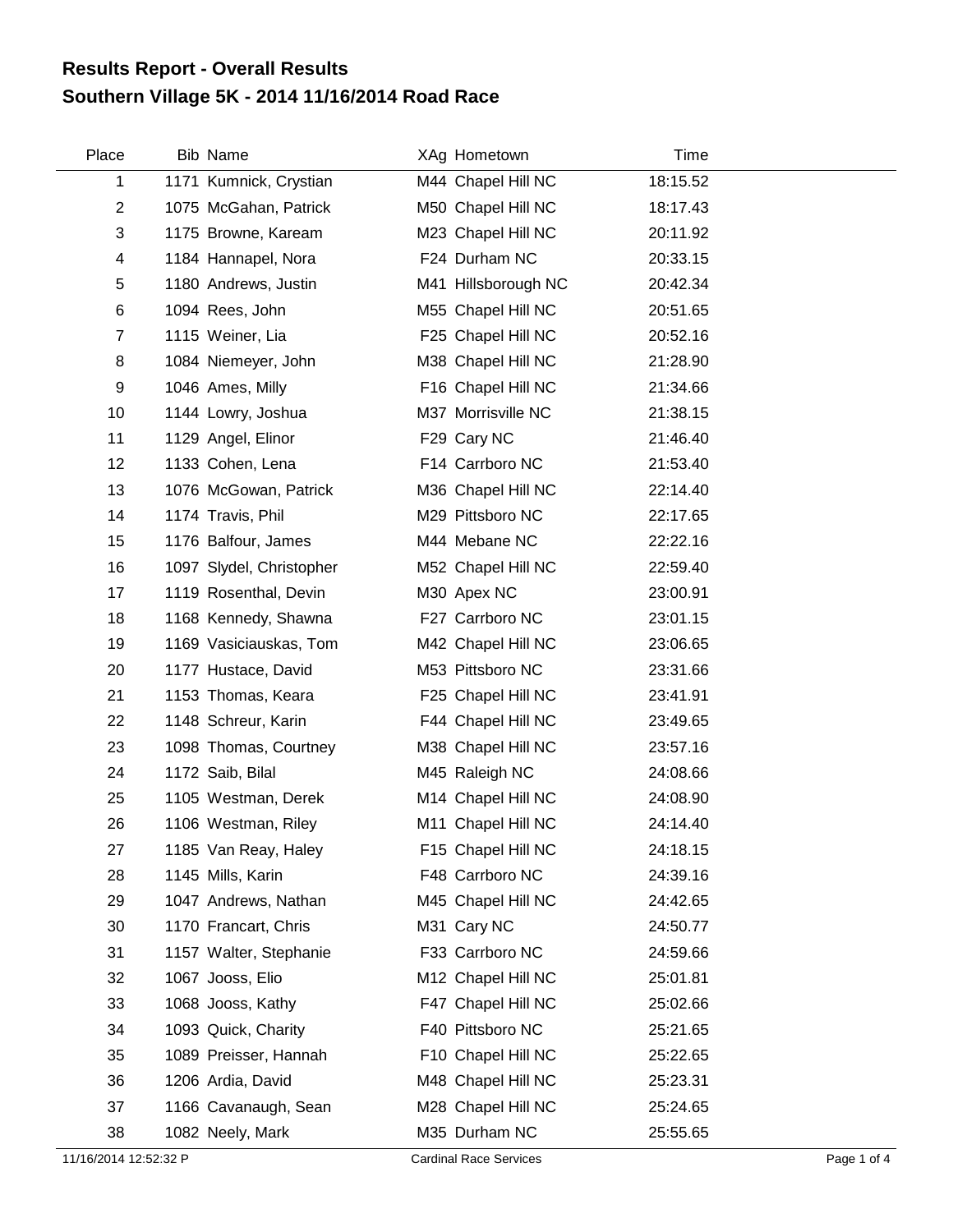# Results Report - Overall Results
## Southern Village 5K - 2014 11/16/2014 Road Race

| Place | Bib | Name | XAg | Hometown | Time |
|---|---|---|---|---|---|
| 1 | 1171 | Kumnick, Crystian | M44 | Chapel Hill NC | 18:15.52 |
| 2 | 1075 | McGahan, Patrick | M50 | Chapel Hill NC | 18:17.43 |
| 3 | 1175 | Browne, Kaream | M23 | Chapel Hill NC | 20:11.92 |
| 4 | 1184 | Hannapel, Nora | F24 | Durham NC | 20:33.15 |
| 5 | 1180 | Andrews, Justin | M41 | Hillsborough NC | 20:42.34 |
| 6 | 1094 | Rees, John | M55 | Chapel Hill NC | 20:51.65 |
| 7 | 1115 | Weiner, Lia | F25 | Chapel Hill NC | 20:52.16 |
| 8 | 1084 | Niemeyer, John | M38 | Chapel Hill NC | 21:28.90 |
| 9 | 1046 | Ames, Milly | F16 | Chapel Hill NC | 21:34.66 |
| 10 | 1144 | Lowry, Joshua | M37 | Morrisville NC | 21:38.15 |
| 11 | 1129 | Angel, Elinor | F29 | Cary NC | 21:46.40 |
| 12 | 1133 | Cohen, Lena | F14 | Carrboro NC | 21:53.40 |
| 13 | 1076 | McGowan, Patrick | M36 | Chapel Hill NC | 22:14.40 |
| 14 | 1174 | Travis, Phil | M29 | Pittsboro NC | 22:17.65 |
| 15 | 1176 | Balfour, James | M44 | Mebane NC | 22:22.16 |
| 16 | 1097 | Slydel, Christopher | M52 | Chapel Hill NC | 22:59.40 |
| 17 | 1119 | Rosenthal, Devin | M30 | Apex NC | 23:00.91 |
| 18 | 1168 | Kennedy, Shawna | F27 | Carrboro NC | 23:01.15 |
| 19 | 1169 | Vasiciauskas, Tom | M42 | Chapel Hill NC | 23:06.65 |
| 20 | 1177 | Hustace, David | M53 | Pittsboro NC | 23:31.66 |
| 21 | 1153 | Thomas, Keara | F25 | Chapel Hill NC | 23:41.91 |
| 22 | 1148 | Schreur, Karin | F44 | Chapel Hill NC | 23:49.65 |
| 23 | 1098 | Thomas, Courtney | M38 | Chapel Hill NC | 23:57.16 |
| 24 | 1172 | Saib, Bilal | M45 | Raleigh NC | 24:08.66 |
| 25 | 1105 | Westman, Derek | M14 | Chapel Hill NC | 24:08.90 |
| 26 | 1106 | Westman, Riley | M11 | Chapel Hill NC | 24:14.40 |
| 27 | 1185 | Van Reay, Haley | F15 | Chapel Hill NC | 24:18.15 |
| 28 | 1145 | Mills, Karin | F48 | Carrboro NC | 24:39.16 |
| 29 | 1047 | Andrews, Nathan | M45 | Chapel Hill NC | 24:42.65 |
| 30 | 1170 | Francart, Chris | M31 | Cary NC | 24:50.77 |
| 31 | 1157 | Walter, Stephanie | F33 | Carrboro NC | 24:59.66 |
| 32 | 1067 | Jooss, Elio | M12 | Chapel Hill NC | 25:01.81 |
| 33 | 1068 | Jooss, Kathy | F47 | Chapel Hill NC | 25:02.66 |
| 34 | 1093 | Quick, Charity | F40 | Pittsboro NC | 25:21.65 |
| 35 | 1089 | Preisser, Hannah | F10 | Chapel Hill NC | 25:22.65 |
| 36 | 1206 | Ardia, David | M48 | Chapel Hill NC | 25:23.31 |
| 37 | 1166 | Cavanaugh, Sean | M28 | Chapel Hill NC | 25:24.65 |
| 38 | 1082 | Neely, Mark | M35 | Durham NC | 25:55.65 |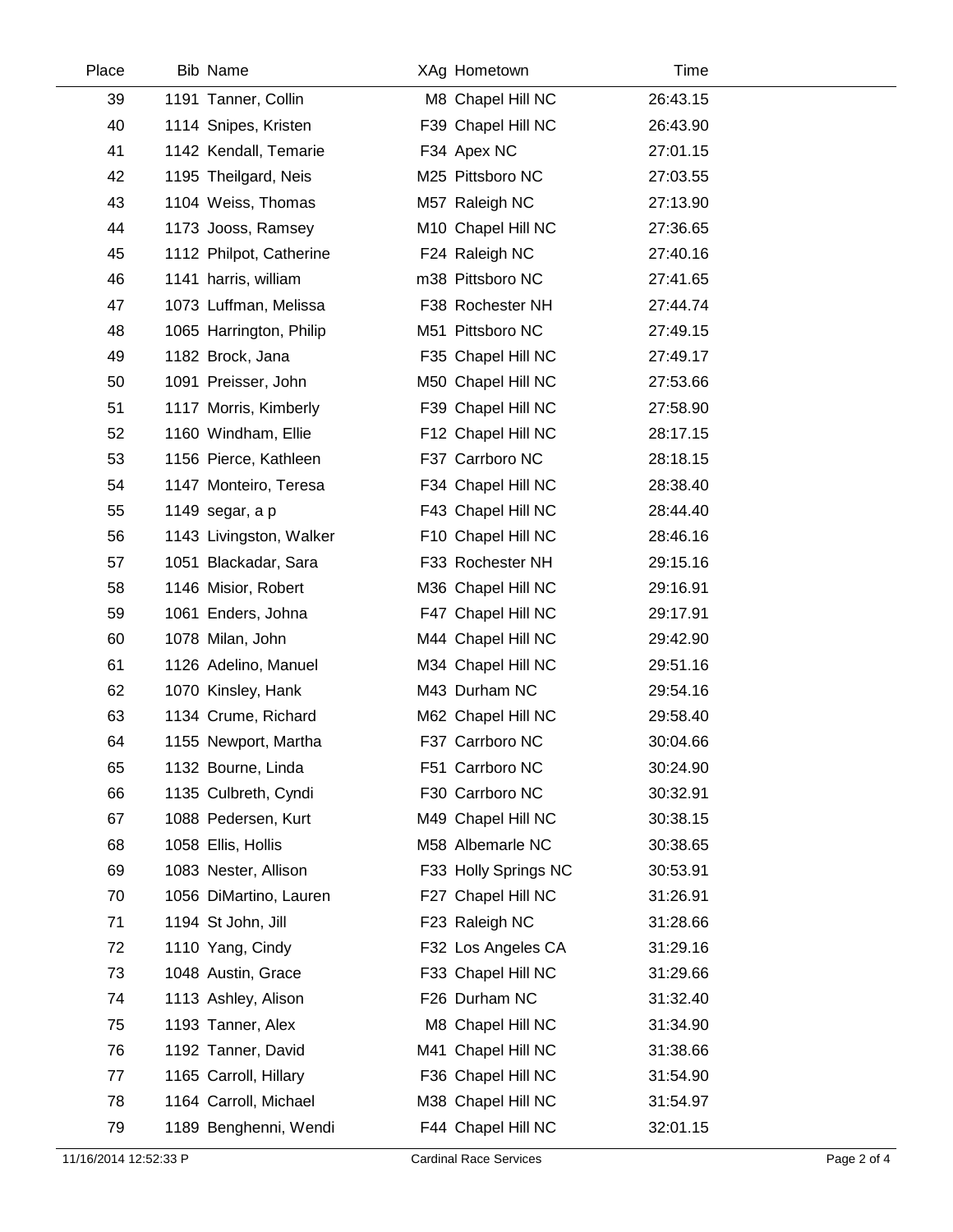| Place | Bib | Name | XAg | Hometown | Time |
|---|---|---|---|---|---|
| 39 | 1191 | Tanner, Collin | M8 | Chapel Hill NC | 26:43.15 |
| 40 | 1114 | Snipes, Kristen | F39 | Chapel Hill NC | 26:43.90 |
| 41 | 1142 | Kendall, Temarie | F34 | Apex NC | 27:01.15 |
| 42 | 1195 | Theilgard, Neis | M25 | Pittsboro NC | 27:03.55 |
| 43 | 1104 | Weiss, Thomas | M57 | Raleigh NC | 27:13.90 |
| 44 | 1173 | Jooss, Ramsey | M10 | Chapel Hill NC | 27:36.65 |
| 45 | 1112 | Philpot, Catherine | F24 | Raleigh NC | 27:40.16 |
| 46 | 1141 | harris, william | m38 | Pittsboro NC | 27:41.65 |
| 47 | 1073 | Luffman, Melissa | F38 | Rochester NH | 27:44.74 |
| 48 | 1065 | Harrington, Philip | M51 | Pittsboro NC | 27:49.15 |
| 49 | 1182 | Brock, Jana | F35 | Chapel Hill NC | 27:49.17 |
| 50 | 1091 | Preisser, John | M50 | Chapel Hill NC | 27:53.66 |
| 51 | 1117 | Morris, Kimberly | F39 | Chapel Hill NC | 27:58.90 |
| 52 | 1160 | Windham, Ellie | F12 | Chapel Hill NC | 28:17.15 |
| 53 | 1156 | Pierce, Kathleen | F37 | Carrboro NC | 28:18.15 |
| 54 | 1147 | Monteiro, Teresa | F34 | Chapel Hill NC | 28:38.40 |
| 55 | 1149 | segar, a p | F43 | Chapel Hill NC | 28:44.40 |
| 56 | 1143 | Livingston, Walker | F10 | Chapel Hill NC | 28:46.16 |
| 57 | 1051 | Blackadar, Sara | F33 | Rochester NH | 29:15.16 |
| 58 | 1146 | Misior, Robert | M36 | Chapel Hill NC | 29:16.91 |
| 59 | 1061 | Enders, Johna | F47 | Chapel Hill NC | 29:17.91 |
| 60 | 1078 | Milan, John | M44 | Chapel Hill NC | 29:42.90 |
| 61 | 1126 | Adelino, Manuel | M34 | Chapel Hill NC | 29:51.16 |
| 62 | 1070 | Kinsley, Hank | M43 | Durham NC | 29:54.16 |
| 63 | 1134 | Crume, Richard | M62 | Chapel Hill NC | 29:58.40 |
| 64 | 1155 | Newport, Martha | F37 | Carrboro NC | 30:04.66 |
| 65 | 1132 | Bourne, Linda | F51 | Carrboro NC | 30:24.90 |
| 66 | 1135 | Culbreth, Cyndi | F30 | Carrboro NC | 30:32.91 |
| 67 | 1088 | Pedersen, Kurt | M49 | Chapel Hill NC | 30:38.15 |
| 68 | 1058 | Ellis, Hollis | M58 | Albemarle NC | 30:38.65 |
| 69 | 1083 | Nester, Allison | F33 | Holly Springs NC | 30:53.91 |
| 70 | 1056 | DiMartino, Lauren | F27 | Chapel Hill NC | 31:26.91 |
| 71 | 1194 | St John, Jill | F23 | Raleigh NC | 31:28.66 |
| 72 | 1110 | Yang, Cindy | F32 | Los Angeles CA | 31:29.16 |
| 73 | 1048 | Austin, Grace | F33 | Chapel Hill NC | 31:29.66 |
| 74 | 1113 | Ashley, Alison | F26 | Durham NC | 31:32.40 |
| 75 | 1193 | Tanner, Alex | M8 | Chapel Hill NC | 31:34.90 |
| 76 | 1192 | Tanner, David | M41 | Chapel Hill NC | 31:38.66 |
| 77 | 1165 | Carroll, Hillary | F36 | Chapel Hill NC | 31:54.90 |
| 78 | 1164 | Carroll, Michael | M38 | Chapel Hill NC | 31:54.97 |
| 79 | 1189 | Benghenni, Wendi | F44 | Chapel Hill NC | 32:01.15 |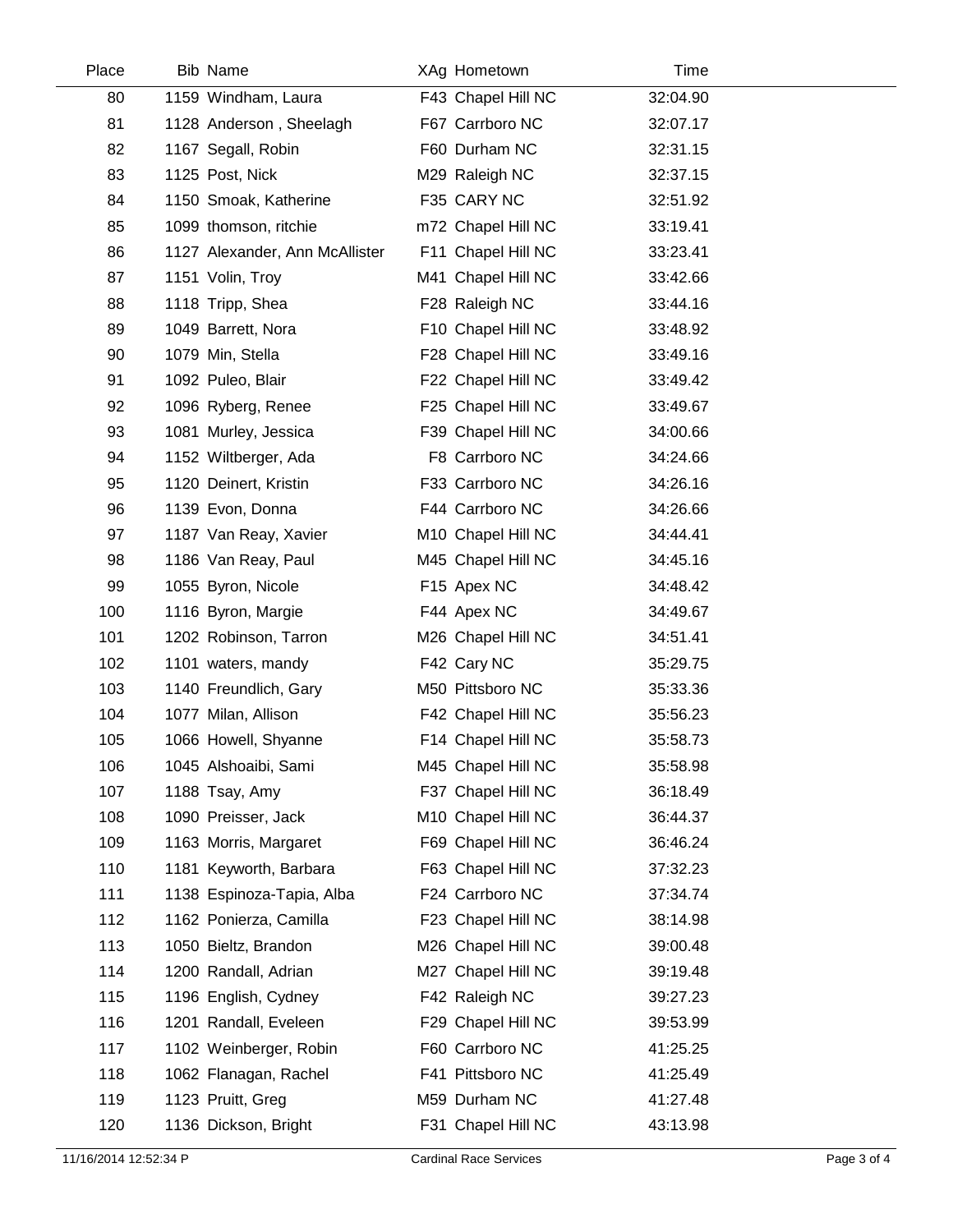| Place | Bib | Name | XAg | Hometown | Time |
|---|---|---|---|---|---|
| 80 | 1159 | Windham, Laura | F43 | Chapel Hill NC | 32:04.90 |
| 81 | 1128 | Anderson , Sheelagh | F67 | Carrboro NC | 32:07.17 |
| 82 | 1167 | Segall, Robin | F60 | Durham NC | 32:31.15 |
| 83 | 1125 | Post, Nick | M29 | Raleigh NC | 32:37.15 |
| 84 | 1150 | Smoak, Katherine | F35 | CARY NC | 32:51.92 |
| 85 | 1099 | thomson, ritchie | m72 | Chapel Hill NC | 33:19.41 |
| 86 | 1127 | Alexander, Ann McAllister | F11 | Chapel Hill NC | 33:23.41 |
| 87 | 1151 | Volin, Troy | M41 | Chapel Hill NC | 33:42.66 |
| 88 | 1118 | Tripp, Shea | F28 | Raleigh NC | 33:44.16 |
| 89 | 1049 | Barrett, Nora | F10 | Chapel Hill NC | 33:48.92 |
| 90 | 1079 | Min, Stella | F28 | Chapel Hill NC | 33:49.16 |
| 91 | 1092 | Puleo, Blair | F22 | Chapel Hill NC | 33:49.42 |
| 92 | 1096 | Ryberg, Renee | F25 | Chapel Hill NC | 33:49.67 |
| 93 | 1081 | Murley, Jessica | F39 | Chapel Hill NC | 34:00.66 |
| 94 | 1152 | Wiltberger, Ada | F8 | Carrboro NC | 34:24.66 |
| 95 | 1120 | Deinert, Kristin | F33 | Carrboro NC | 34:26.16 |
| 96 | 1139 | Evon, Donna | F44 | Carrboro NC | 34:26.66 |
| 97 | 1187 | Van Reay, Xavier | M10 | Chapel Hill NC | 34:44.41 |
| 98 | 1186 | Van Reay, Paul | M45 | Chapel Hill NC | 34:45.16 |
| 99 | 1055 | Byron, Nicole | F15 | Apex NC | 34:48.42 |
| 100 | 1116 | Byron, Margie | F44 | Apex NC | 34:49.67 |
| 101 | 1202 | Robinson, Tarron | M26 | Chapel Hill NC | 34:51.41 |
| 102 | 1101 | waters, mandy | F42 | Cary NC | 35:29.75 |
| 103 | 1140 | Freundlich, Gary | M50 | Pittsboro NC | 35:33.36 |
| 104 | 1077 | Milan, Allison | F42 | Chapel Hill NC | 35:56.23 |
| 105 | 1066 | Howell, Shyanne | F14 | Chapel Hill NC | 35:58.73 |
| 106 | 1045 | Alshoaibi, Sami | M45 | Chapel Hill NC | 35:58.98 |
| 107 | 1188 | Tsay, Amy | F37 | Chapel Hill NC | 36:18.49 |
| 108 | 1090 | Preisser, Jack | M10 | Chapel Hill NC | 36:44.37 |
| 109 | 1163 | Morris, Margaret | F69 | Chapel Hill NC | 36:46.24 |
| 110 | 1181 | Keyworth, Barbara | F63 | Chapel Hill NC | 37:32.23 |
| 111 | 1138 | Espinoza-Tapia, Alba | F24 | Carrboro NC | 37:34.74 |
| 112 | 1162 | Ponierza, Camilla | F23 | Chapel Hill NC | 38:14.98 |
| 113 | 1050 | Bieltz, Brandon | M26 | Chapel Hill NC | 39:00.48 |
| 114 | 1200 | Randall, Adrian | M27 | Chapel Hill NC | 39:19.48 |
| 115 | 1196 | English, Cydney | F42 | Raleigh NC | 39:27.23 |
| 116 | 1201 | Randall, Eveleen | F29 | Chapel Hill NC | 39:53.99 |
| 117 | 1102 | Weinberger, Robin | F60 | Carrboro NC | 41:25.25 |
| 118 | 1062 | Flanagan, Rachel | F41 | Pittsboro NC | 41:25.49 |
| 119 | 1123 | Pruitt, Greg | M59 | Durham NC | 41:27.48 |
| 120 | 1136 | Dickson, Bright | F31 | Chapel Hill NC | 43:13.98 |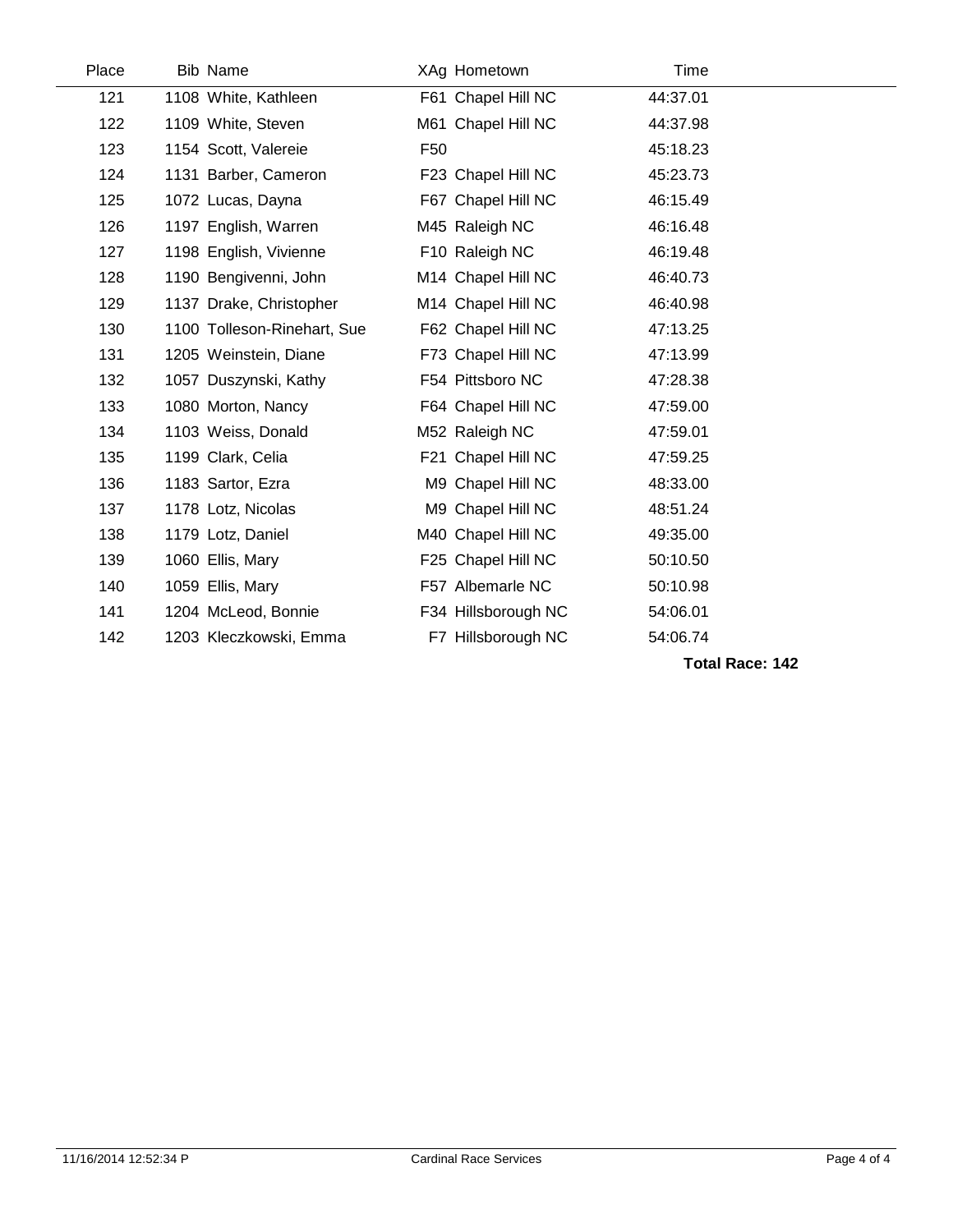| Place | Bib | Name | XAg | Hometown | Time |
|---|---|---|---|---|---|
| 121 | 1108 | White, Kathleen | F61 | Chapel Hill NC | 44:37.01 |
| 122 | 1109 | White, Steven | M61 | Chapel Hill NC | 44:37.98 |
| 123 | 1154 | Scott, Valereie | F50 | | 45:18.23 |
| 124 | 1131 | Barber, Cameron | F23 | Chapel Hill NC | 45:23.73 |
| 125 | 1072 | Lucas, Dayna | F67 | Chapel Hill NC | 46:15.49 |
| 126 | 1197 | English, Warren | M45 | Raleigh NC | 46:16.48 |
| 127 | 1198 | English, Vivienne | F10 | Raleigh NC | 46:19.48 |
| 128 | 1190 | Bengivenni, John | M14 | Chapel Hill NC | 46:40.73 |
| 129 | 1137 | Drake, Christopher | M14 | Chapel Hill NC | 46:40.98 |
| 130 | 1100 | Tolleson-Rinehart, Sue | F62 | Chapel Hill NC | 47:13.25 |
| 131 | 1205 | Weinstein, Diane | F73 | Chapel Hill NC | 47:13.99 |
| 132 | 1057 | Duszynski, Kathy | F54 | Pittsboro NC | 47:28.38 |
| 133 | 1080 | Morton, Nancy | F64 | Chapel Hill NC | 47:59.00 |
| 134 | 1103 | Weiss, Donald | M52 | Raleigh NC | 47:59.01 |
| 135 | 1199 | Clark, Celia | F21 | Chapel Hill NC | 47:59.25 |
| 136 | 1183 | Sartor, Ezra | M9 | Chapel Hill NC | 48:33.00 |
| 137 | 1178 | Lotz, Nicolas | M9 | Chapel Hill NC | 48:51.24 |
| 138 | 1179 | Lotz, Daniel | M40 | Chapel Hill NC | 49:35.00 |
| 139 | 1060 | Ellis, Mary | F25 | Chapel Hill NC | 50:10.50 |
| 140 | 1059 | Ellis, Mary | F57 | Albemarle NC | 50:10.98 |
| 141 | 1204 | McLeod, Bonnie | F34 | Hillsborough NC | 54:06.01 |
| 142 | 1203 | Kleczkowski, Emma | F7 | Hillsborough NC | 54:06.74 |

**Total Race: 142**